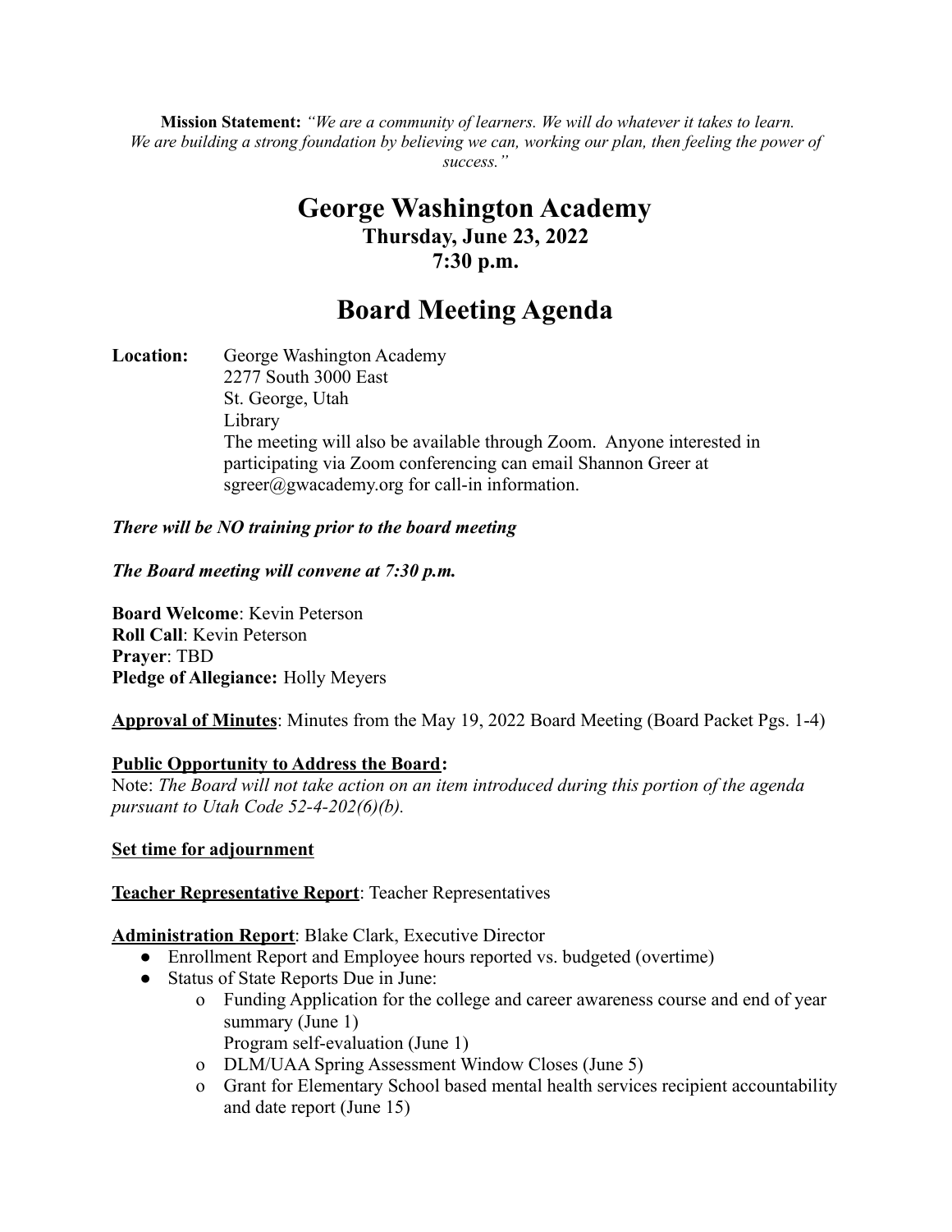**Mission Statement:** *"We are a community of learners. We will do whatever it takes to learn. We are building a strong foundation by believing we can, working our plan, then feeling the power of success."*

# George Washington Academy

### Thursday, June 23, 2022
### 7:30 p.m.

## Board Meeting Agenda

**Location:** George Washington Academy
2277 South 3000 East
St. George, Utah
Library
The meeting will also be available through Zoom. Anyone interested in participating via Zoom conferencing can email Shannon Greer at sgreer@gwacademy.org for call-in information.

***There will be NO training prior to the board meeting***

***The Board meeting will convene at 7:30 p.m.***

**Board Welcome**: Kevin Peterson
**Roll Call**: Kevin Peterson
**Prayer**: TBD
**Pledge of Allegiance:** Holly Meyers

**Approval of Minutes**: Minutes from the May 19, 2022 Board Meeting (Board Packet Pgs. 1-4)

**Public Opportunity to Address the Board:**
Note: *The Board will not take action on an item introduced during this portion of the agenda pursuant to Utah Code 52-4-202(6)(b).*

**Set time for adjournment**

**Teacher Representative Report**: Teacher Representatives

**Administration Report**: Blake Clark, Executive Director

- Enrollment Report and Employee hours reported vs. budgeted (overtime)
- Status of State Reports Due in June:
  - Funding Application for the college and career awareness course and end of year summary (June 1)
    Program self-evaluation (June 1)
  - DLM/UAA Spring Assessment Window Closes (June 5)
  - Grant for Elementary School based mental health services recipient accountability and date report (June 15)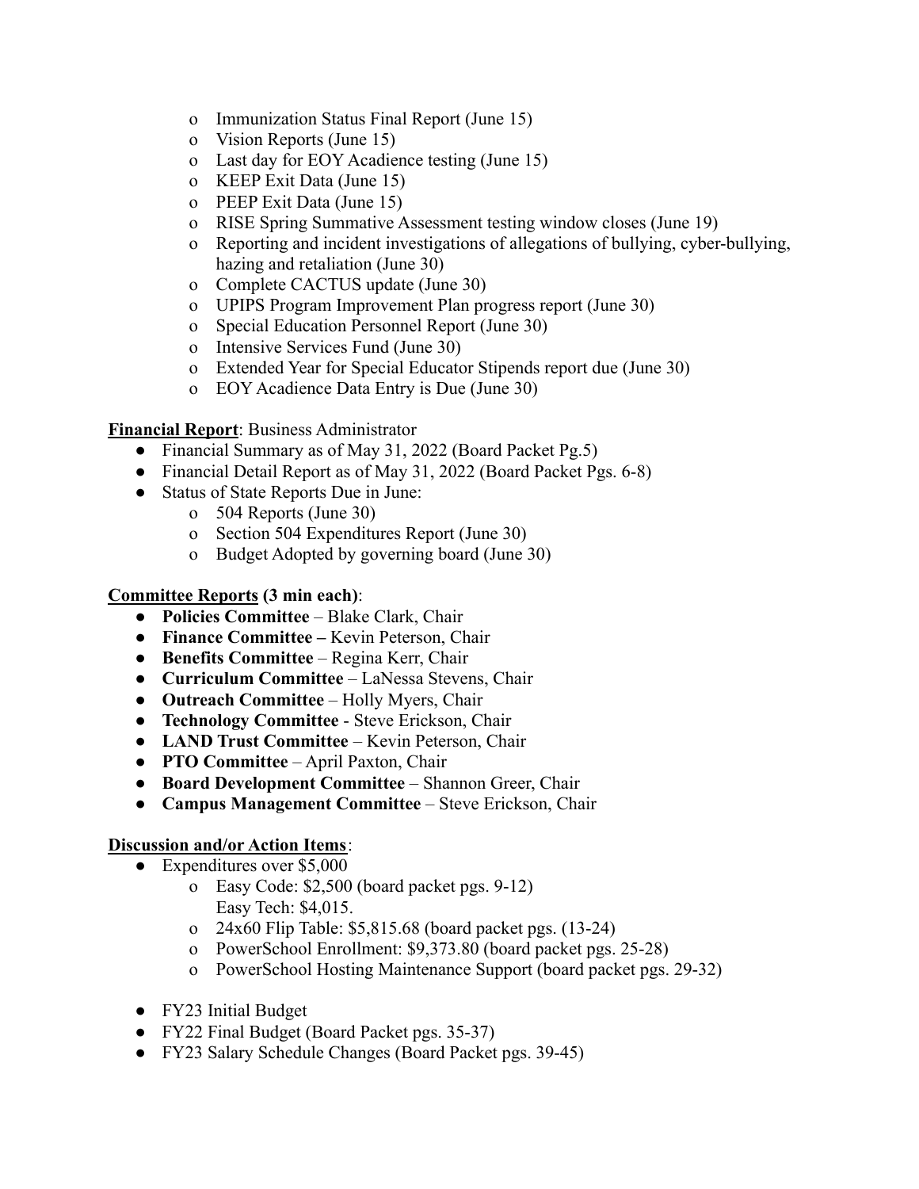- Immunization Status Final Report (June 15)
- Vision Reports (June 15)
- Last day for EOY Acadience testing (June 15)
- KEEP Exit Data (June 15)
- PEEP Exit Data (June 15)
- RISE Spring Summative Assessment testing window closes (June 19)
- Reporting and incident investigations of allegations of bullying, cyber-bullying, hazing and retaliation (June 30)
- Complete CACTUS update (June 30)
- UPIPS Program Improvement Plan progress report (June 30)
- Special Education Personnel Report (June 30)
- Intensive Services Fund (June 30)
- Extended Year for Special Educator Stipends report due (June 30)
- EOY Acadience Data Entry is Due (June 30)

**Financial Report**: Business Administrator

- Financial Summary as of May 31, 2022 (Board Packet Pg.5)
- Financial Detail Report as of May 31, 2022 (Board Packet Pgs. 6-8)
- Status of State Reports Due in June:
  - 504 Reports (June 30)
  - Section 504 Expenditures Report (June 30)
  - Budget Adopted by governing board (June 30)

**Committee Reports (3 min each)**:

- **Policies Committee** – Blake Clark, Chair
- **Finance Committee –** Kevin Peterson, Chair
- **Benefits Committee** – Regina Kerr, Chair
- **Curriculum Committee** – LaNessa Stevens, Chair
- **Outreach Committee** – Holly Myers, Chair
- **Technology Committee** - Steve Erickson, Chair
- **LAND Trust Committee** – Kevin Peterson, Chair
- **PTO Committee** – April Paxton, Chair
- **Board Development Committee** – Shannon Greer, Chair
- **Campus Management Committee** – Steve Erickson, Chair

**Discussion and/or Action Items**:

- Expenditures over $5,000
  - Easy Code: $2,500 (board packet pgs. 9-12)
    Easy Tech: $4,015.
  - 24x60 Flip Table: $5,815.68 (board packet pgs. (13-24)
  - PowerSchool Enrollment: $9,373.80 (board packet pgs. 25-28)
  - PowerSchool Hosting Maintenance Support (board packet pgs. 29-32)
- FY23 Initial Budget
- FY22 Final Budget (Board Packet pgs. 35-37)
- FY23 Salary Schedule Changes (Board Packet pgs. 39-45)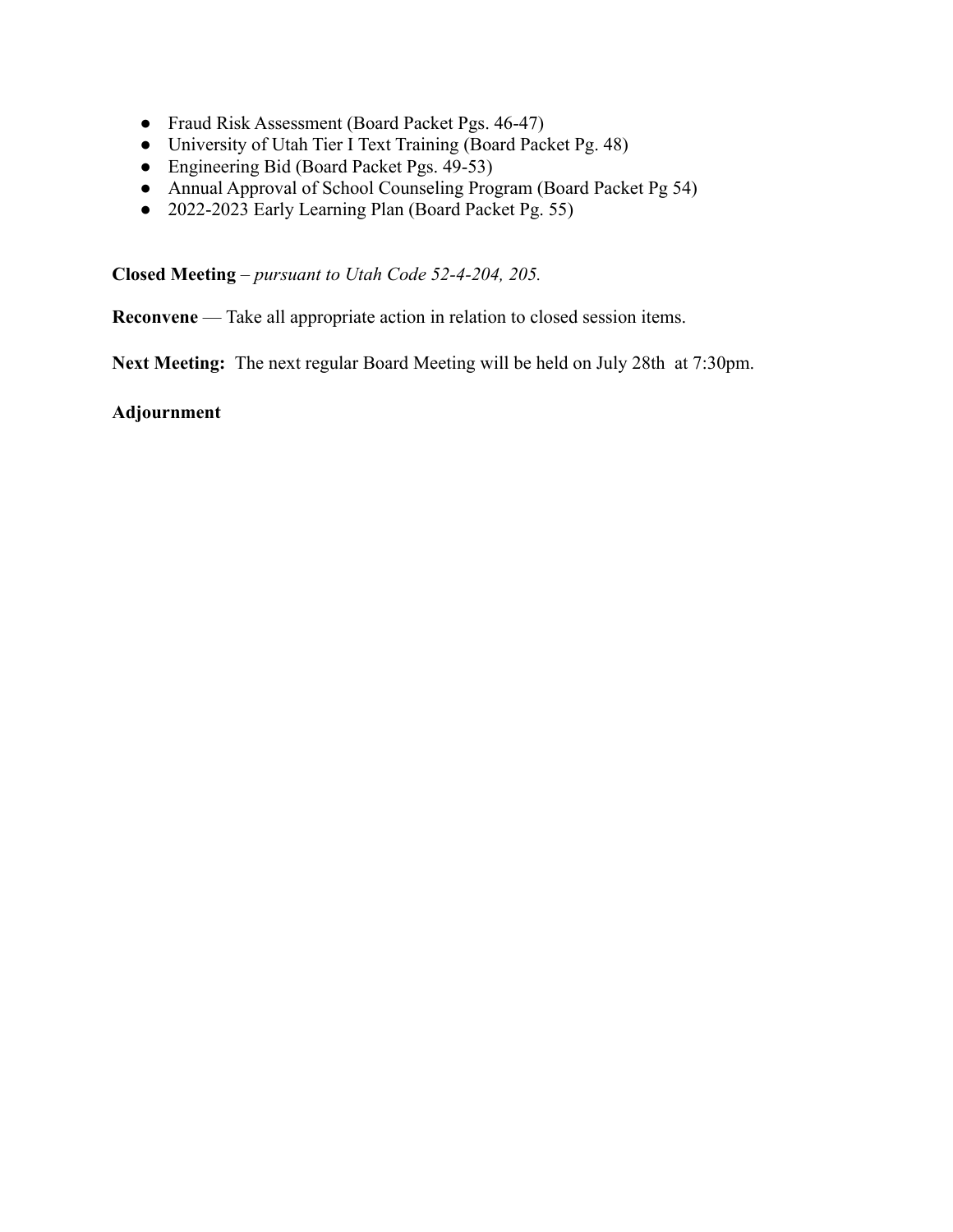- Fraud Risk Assessment (Board Packet Pgs. 46-47)
- University of Utah Tier I Text Training (Board Packet Pg. 48)
- Engineering Bid (Board Packet Pgs. 49-53)
- Annual Approval of School Counseling Program (Board Packet Pg 54)
- 2022-2023 Early Learning Plan (Board Packet Pg. 55)

**Closed Meeting** – *pursuant to Utah Code 52-4-204, 205.*

**Reconvene** — Take all appropriate action in relation to closed session items.

**Next Meeting:** The next regular Board Meeting will be held on July 28th at 7:30pm.

**Adjournment**